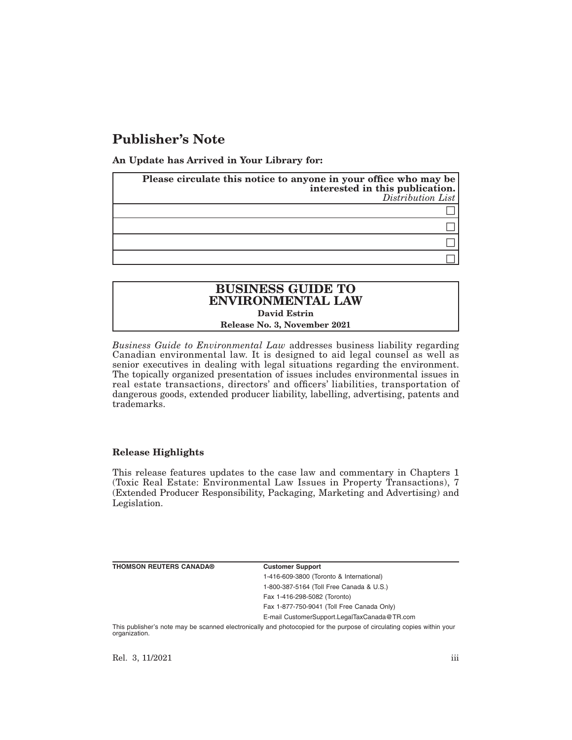# Publisher's Note

**An Update has Arrived in Your Library for:**

| **Please circulate this notice to anyone in your office who may be interested in this publication.** *Distribution List* |
| --- |
| ☐ |
| ☐ |
| ☐ |
| ☐ |

| **BUSINESS GUIDE TO ENVIRONMENTAL LAW** |
| --- |
| **David Estrin** |
| **Release No. 3, November 2021** |

*Business Guide to Environmental Law* addresses business liability regarding Canadian environmental law. It is designed to aid legal counsel as well as senior executives in dealing with legal situations regarding the environment. The topically organized presentation of issues includes environmental issues in real estate transactions, directors' and officers' liabilities, transportation of dangerous goods, extended producer liability, labelling, advertising, patents and trademarks.

**Release Highlights**

This release features updates to the case law and commentary in Chapters 1 (Toxic Real Estate: Environmental Law Issues in Property Transactions), 7 (Extended Producer Responsibility, Packaging, Marketing and Advertising) and Legislation.

**THOMSON REUTERS CANADA®**

**Customer Support**

1-416-609-3800 (Toronto & International)

1-800-387-5164 (Toll Free Canada & U.S.)

Fax 1-416-298-5082 (Toronto)

Fax 1-877-750-9041 (Toll Free Canada Only)

E-mail CustomerSupport.LegalTaxCanada@TR.com

This publisher's note may be scanned electronically and photocopied for the purpose of circulating copies within your organization.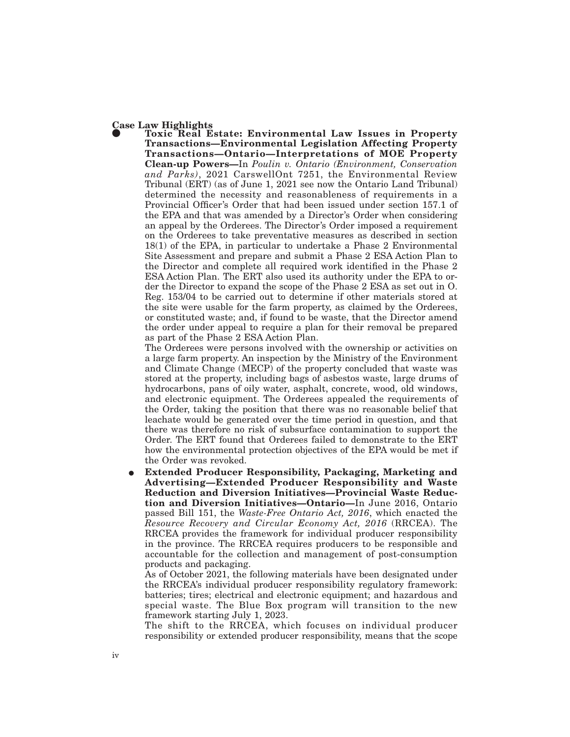## Case Law Highlights

- **Toxic Real Estate: Environmental Law Issues in Property Transactions—Environmental Legislation Affecting Property Transactions—Ontario—Interpretations of MOE Property Clean-up Powers—**In *Poulin v. Ontario (Environment, Conservation and Parks)*, 2021 CarswellOnt 7251, the Environmental Review Tribunal (ERT) (as of June 1, 2021 see now the Ontario Land Tribunal) determined the necessity and reasonableness of requirements in a Provincial Officer's Order that had been issued under section 157.1 of the EPA and that was amended by a Director's Order when considering an appeal by the Orderees. The Director's Order imposed a requirement on the Orderees to take preventative measures as described in section 18(1) of the EPA, in particular to undertake a Phase 2 Environmental Site Assessment and prepare and submit a Phase 2 ESA Action Plan to the Director and complete all required work identified in the Phase 2 ESA Action Plan. The ERT also used its authority under the EPA to order the Director to expand the scope of the Phase 2 ESA as set out in O. Reg. 153/04 to be carried out to determine if other materials stored at the site were usable for the farm property, as claimed by the Orderees, or constituted waste; and, if found to be waste, that the Director amend the order under appeal to require a plan for their removal be prepared as part of the Phase 2 ESA Action Plan.

  The Orderees were persons involved with the ownership or activities on a large farm property. An inspection by the Ministry of the Environment and Climate Change (MECP) of the property concluded that waste was stored at the property, including bags of asbestos waste, large drums of hydrocarbons, pans of oily water, asphalt, concrete, wood, old windows, and electronic equipment. The Orderees appealed the requirements of the Order, taking the position that there was no reasonable belief that leachate would be generated over the time period in question, and that there was therefore no risk of subsurface contamination to support the Order. The ERT found that Orderees failed to demonstrate to the ERT how the environmental protection objectives of the EPA would be met if the Order was revoked.

- **Extended Producer Responsibility, Packaging, Marketing and Advertising—Extended Producer Responsibility and Waste Reduction and Diversion Initiatives—Provincial Waste Reduction and Diversion Initiatives—Ontario—**In June 2016, Ontario passed Bill 151, the *Waste-Free Ontario Act, 2016*, which enacted the *Resource Recovery and Circular Economy Act, 2016* (RRCEA). The RRCEA provides the framework for individual producer responsibility in the province. The RRCEA requires producers to be responsible and accountable for the collection and management of post-consumption products and packaging.

  As of October 2021, the following materials have been designated under the RRCEA's individual producer responsibility regulatory framework: batteries; tires; electrical and electronic equipment; and hazardous and special waste. The Blue Box program will transition to the new framework starting July 1, 2023.

  The shift to the RRCEA, which focuses on individual producer responsibility or extended producer responsibility, means that the scope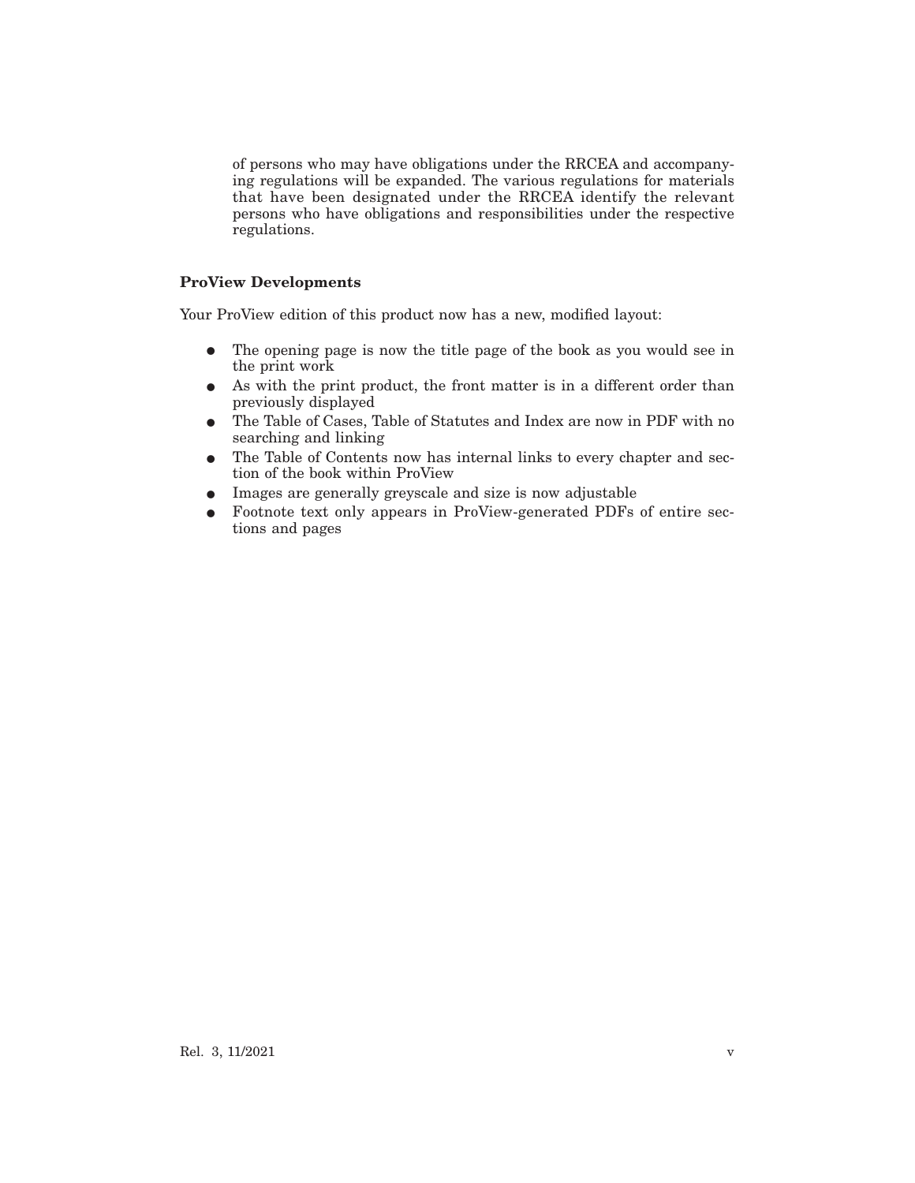of persons who may have obligations under the RRCEA and accompanying regulations will be expanded. The various regulations for materials that have been designated under the RRCEA identify the relevant persons who have obligations and responsibilities under the respective regulations.

**ProView Developments**

Your ProView edition of this product now has a new, modified layout:

- The opening page is now the title page of the book as you would see in the print work
- As with the print product, the front matter is in a different order than previously displayed
- The Table of Cases, Table of Statutes and Index are now in PDF with no searching and linking
- The Table of Contents now has internal links to every chapter and section of the book within ProView
- Images are generally greyscale and size is now adjustable
- Footnote text only appears in ProView-generated PDFs of entire sections and pages